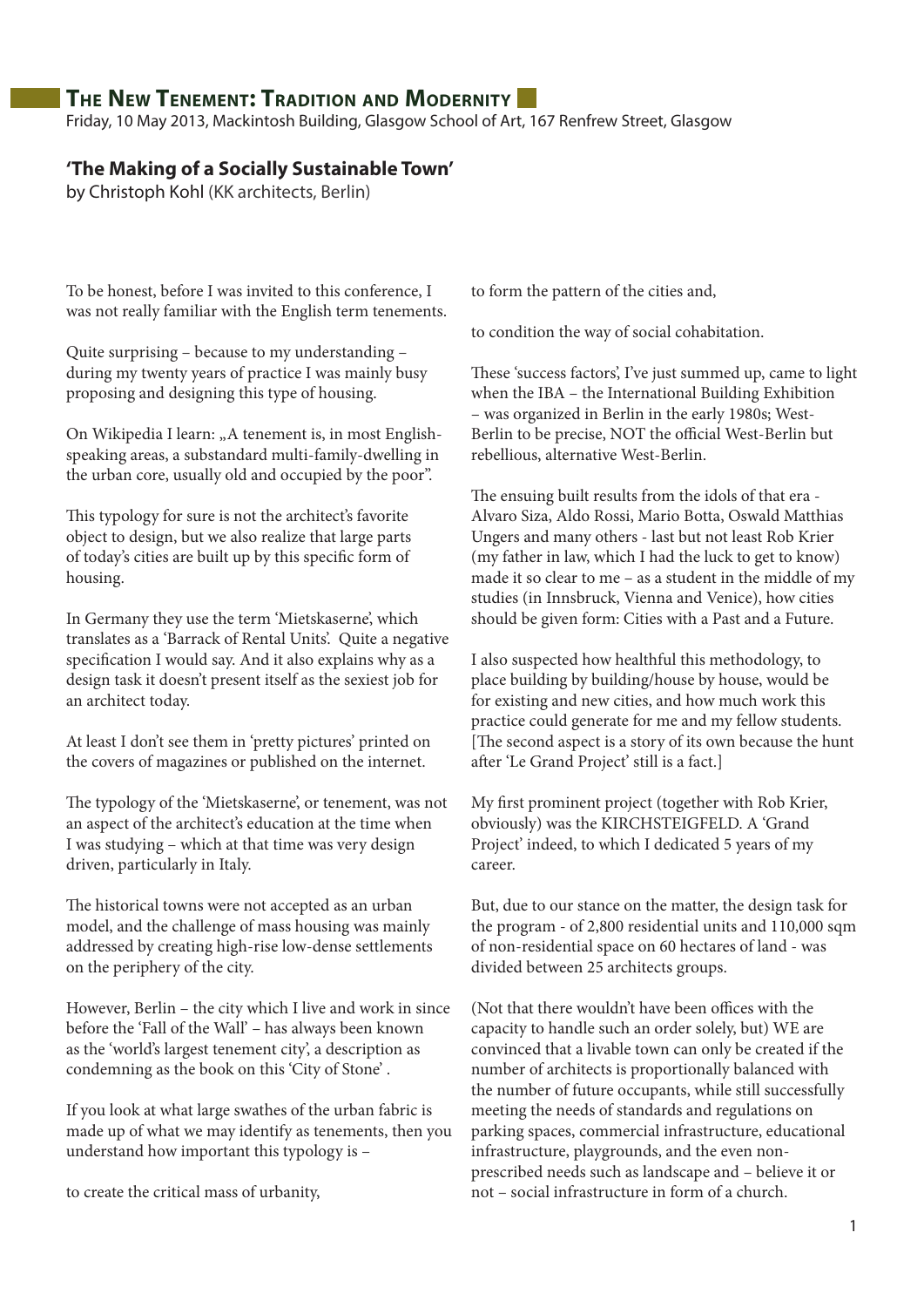# The New Tenement: Tradition and Modernity

Friday, 10 May 2013, Mackintosh Building, Glasgow School of Art, 167 Renfrew Street, Glasgow

## 'The Making of a Socially Sustainable Town'

by Christoph Kohl (KK architects, Berlin)

To be honest, before I was invited to this conference, I was not really familiar with the English term tenements.

Quite surprising – because to my understanding – during my twenty years of practice I was mainly busy proposing and designing this type of housing.

On Wikipedia I learn: „A tenement is, in most English-speaking areas, a substandard multi-family-dwelling in the urban core, usually old and occupied by the poor".

This typology for sure is not the architect's favorite object to design, but we also realize that large parts of today's cities are built up by this specific form of housing.

In Germany they use the term 'Mietskaserne', which translates as a 'Barrack of Rental Units'. Quite a negative specification I would say. And it also explains why as a design task it doesn't present itself as the sexiest job for an architect today.

At least I don't see them in 'pretty pictures' printed on the covers of magazines or published on the internet.

The typology of the 'Mietskaserne', or tenement, was not an aspect of the architect's education at the time when I was studying – which at that time was very design driven, particularly in Italy.

The historical towns were not accepted as an urban model, and the challenge of mass housing was mainly addressed by creating high-rise low-dense settlements on the periphery of the city.

However, Berlin – the city which I live and work in since before the 'Fall of the Wall' – has always been known as the 'world's largest tenement city', a description as condemning as the book on this 'City of Stone' .

If you look at what large swathes of the urban fabric is made up of what we may identify as tenements, then you understand how important this typology is –

to create the critical mass of urbanity,

to form the pattern of the cities and,

to condition the way of social cohabitation.

These 'success factors', I've just summed up, came to light when the IBA – the International Building Exhibition – was organized in Berlin in the early 1980s; West-Berlin to be precise, NOT the official West-Berlin but rebellious, alternative West-Berlin.

The ensuing built results from the idols of that era - Alvaro Siza, Aldo Rossi, Mario Botta, Oswald Matthias Ungers and many others - last but not least Rob Krier (my father in law, which I had the luck to get to know) made it so clear to me – as a student in the middle of my studies (in Innsbruck, Vienna and Venice), how cities should be given form: Cities with a Past and a Future.

I also suspected how healthful this methodology, to place building by building/house by house, would be for existing and new cities, and how much work this practice could generate for me and my fellow students. [The second aspect is a story of its own because the hunt after 'Le Grand Project' still is a fact.]

My first prominent project (together with Rob Krier, obviously) was the KIRCHSTEIGFELD. A 'Grand Project' indeed, to which I dedicated 5 years of my career.

But, due to our stance on the matter, the design task for the program - of 2,800 residential units and 110,000 sqm of non-residential space on 60 hectares of land - was divided between 25 architects groups.

(Not that there wouldn't have been offices with the capacity to handle such an order solely, but) WE are convinced that a livable town can only be created if the number of architects is proportionally balanced with the number of future occupants, while still successfully meeting the needs of standards and regulations on parking spaces, commercial infrastructure, educational infrastructure, playgrounds, and the even non-prescribed needs such as landscape and – believe it or not – social infrastructure in form of a church.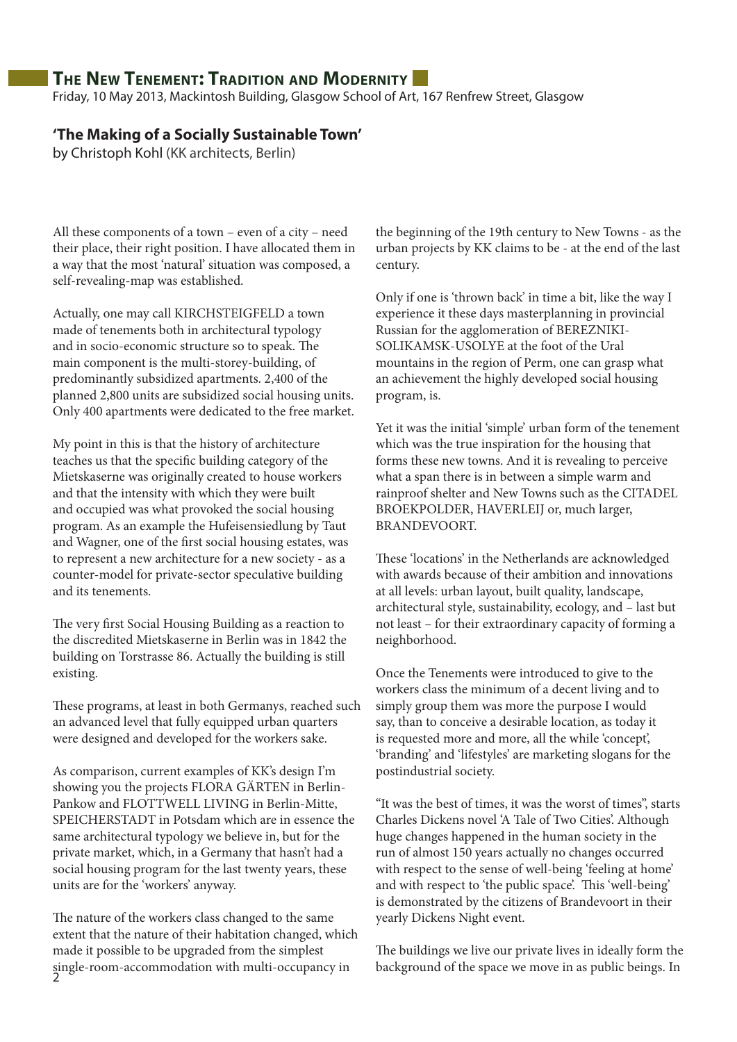# The New Tenement: Tradition and Modernity

Friday, 10 May 2013, Mackintosh Building, Glasgow School of Art, 167 Renfrew Street, Glasgow

**'The Making of a Socially Sustainable Town'**

by Christoph Kohl (KK architects, Berlin)

All these components of a town – even of a city – need their place, their right position. I have allocated them in a way that the most 'natural' situation was composed, a self-revealing-map was established.

Actually, one may call KIRCHSTEIGFELD a town made of tenements both in architectural typology and in socio-economic structure so to speak. The main component is the multi-storey-building, of predominantly subsidized apartments. 2,400 of the planned 2,800 units are subsidized social housing units. Only 400 apartments were dedicated to the free market.

My point in this is that the history of architecture teaches us that the specific building category of the Mietskaserne was originally created to house workers and that the intensity with which they were built and occupied was what provoked the social housing program. As an example the Hufeisensiedlung by Taut and Wagner, one of the first social housing estates, was to represent a new architecture for a new society - as a counter-model for private-sector speculative building and its tenements.

The very first Social Housing Building as a reaction to the discredited Mietskaserne in Berlin was in 1842 the building on Torstrasse 86. Actually the building is still existing.

These programs, at least in both Germanys, reached such an advanced level that fully equipped urban quarters were designed and developed for the workers sake.

As comparison, current examples of KK's design I'm showing you the projects FLORA GÄRTEN in Berlin-Pankow and FLOTTWELL LIVING in Berlin-Mitte, SPEICHERSTADT in Potsdam which are in essence the same architectural typology we believe in, but for the private market, which, in a Germany that hasn't had a social housing program for the last twenty years, these units are for the 'workers' anyway.

The nature of the workers class changed to the same extent that the nature of their habitation changed, which made it possible to be upgraded from the simplest single-room-accommodation with multi-occupancy in the beginning of the 19th century to New Towns - as the urban projects by KK claims to be - at the end of the last century.

Only if one is 'thrown back' in time a bit, like the way I experience it these days masterplanning in provincial Russian for the agglomeration of BEREZNIKI-SOLIKAMSK-USOLYE at the foot of the Ural mountains in the region of Perm, one can grasp what an achievement the highly developed social housing program, is.

Yet it was the initial 'simple' urban form of the tenement which was the true inspiration for the housing that forms these new towns. And it is revealing to perceive what a span there is in between a simple warm and rainproof shelter and New Towns such as the CITADEL BROEKPOLDER, HAVERLEIJ or, much larger, BRANDEVOORT.

These 'locations' in the Netherlands are acknowledged with awards because of their ambition and innovations at all levels: urban layout, built quality, landscape, architectural style, sustainability, ecology, and – last but not least – for their extraordinary capacity of forming a neighborhood.

Once the Tenements were introduced to give to the workers class the minimum of a decent living and to simply group them was more the purpose I would say, than to conceive a desirable location, as today it is requested more and more, all the while 'concept', 'branding' and 'lifestyles' are marketing slogans for the postindustrial society.

"It was the best of times, it was the worst of times", starts Charles Dickens novel 'A Tale of Two Cities'. Although huge changes happened in the human society in the run of almost 150 years actually no changes occurred with respect to the sense of well-being 'feeling at home' and with respect to 'the public space'. This 'well-being' is demonstrated by the citizens of Brandevoort in their yearly Dickens Night event.

The buildings we live our private lives in ideally form the background of the space we move in as public beings. In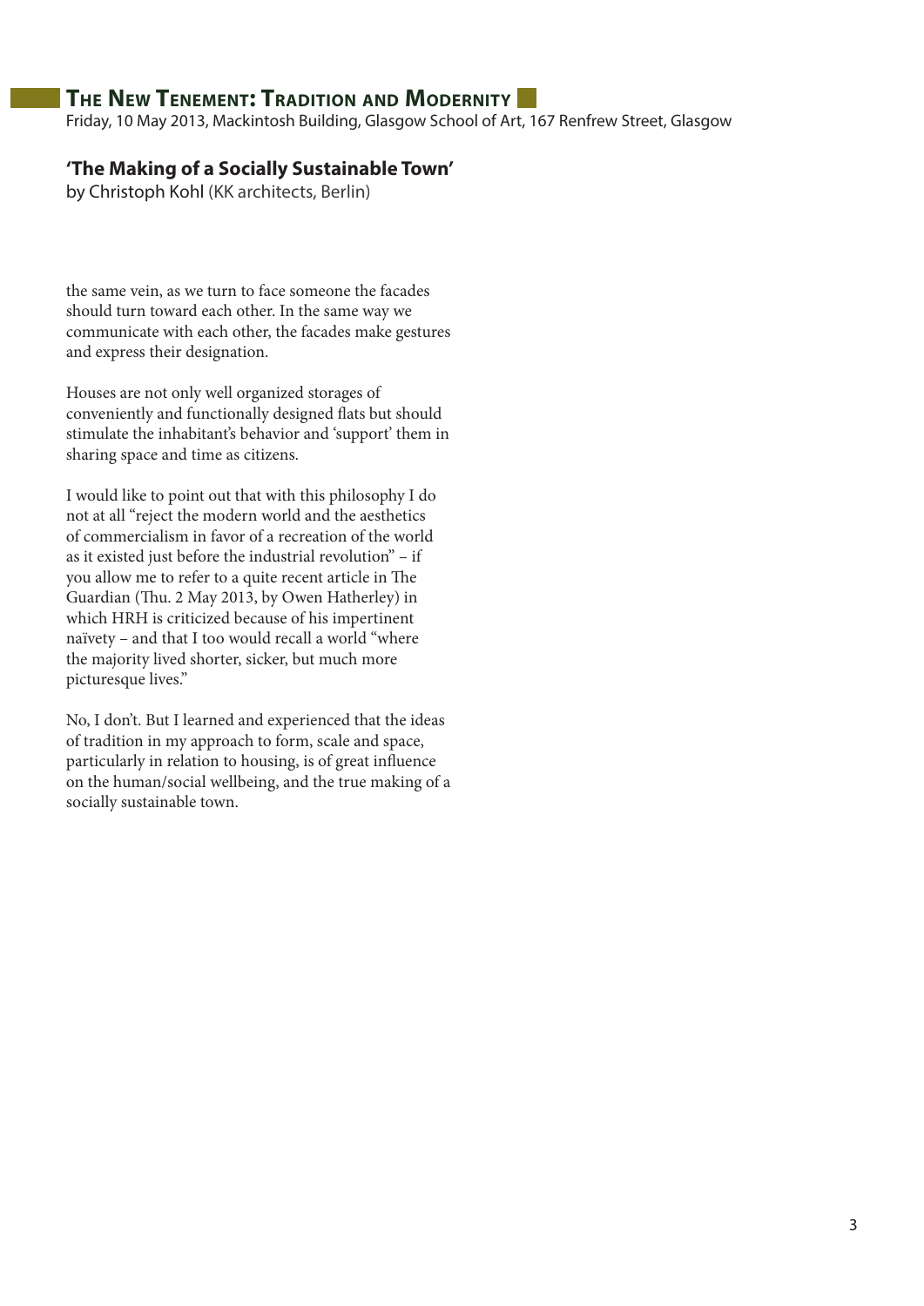## The New Tenement: Tradition and Modernity

Friday, 10 May 2013, Mackintosh Building, Glasgow School of Art, 167 Renfrew Street, Glasgow

**'The Making of a Socially Sustainable Town'**

by Christoph Kohl (KK architects, Berlin)

the same vein, as we turn to face someone the facades should turn toward each other. In the same way we communicate with each other, the facades make gestures and express their designation.

Houses are not only well organized storages of conveniently and functionally designed flats but should stimulate the inhabitant's behavior and 'support' them in sharing space and time as citizens.

I would like to point out that with this philosophy I do not at all "reject the modern world and the aesthetics of commercialism in favor of a recreation of the world as it existed just before the industrial revolution" – if you allow me to refer to a quite recent article in The Guardian (Thu. 2 May 2013, by Owen Hatherley) in which HRH is criticized because of his impertinent naïvety – and that I too would recall a world "where the majority lived shorter, sicker, but much more picturesque lives."

No, I don't. But I learned and experienced that the ideas of tradition in my approach to form, scale and space, particularly in relation to housing, is of great influence on the human/social wellbeing, and the true making of a socially sustainable town.